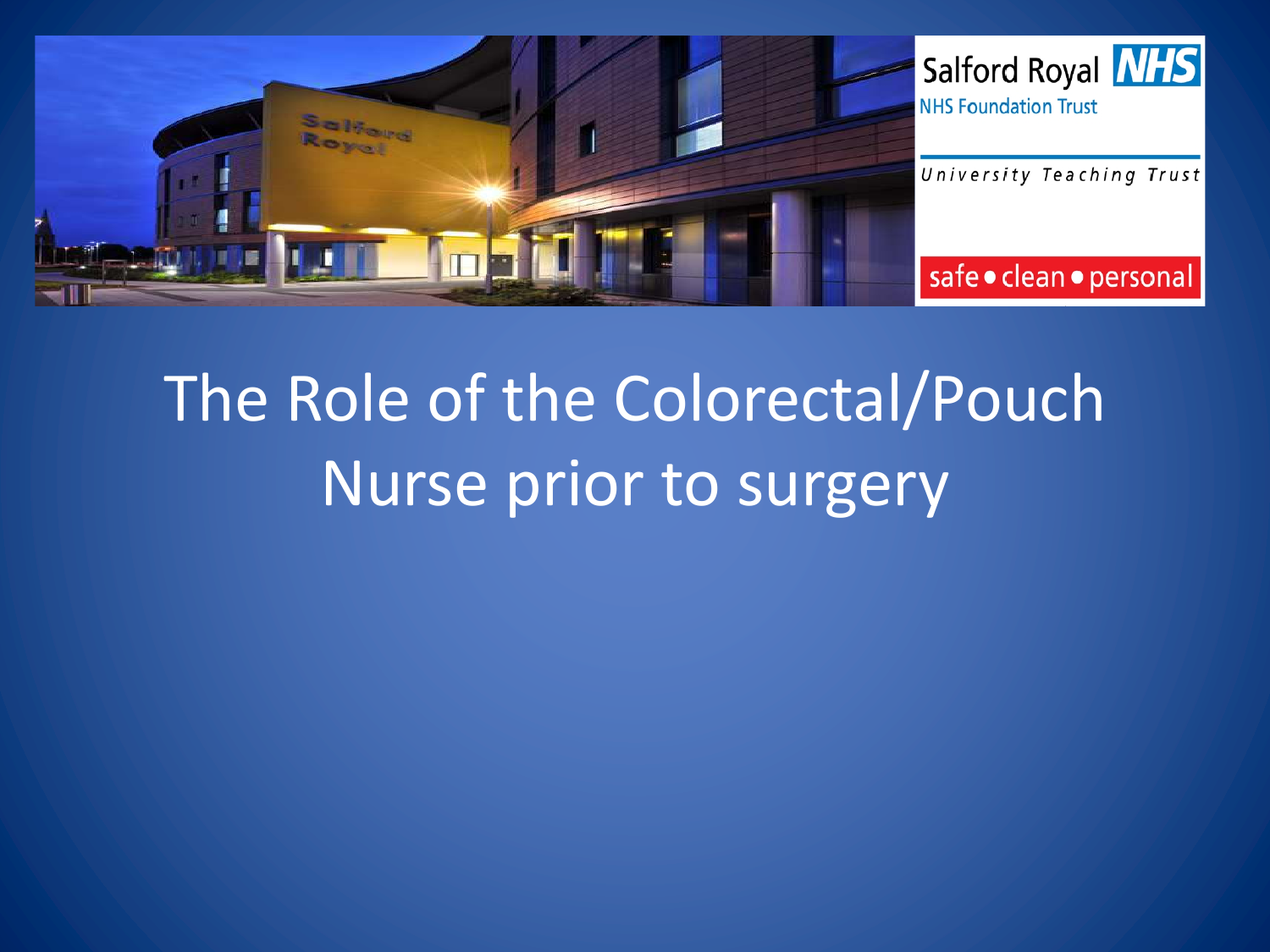Salford Royal NHS

NHS Foundation Trust

University Teaching Trust

safe • clean • personal

# The Role of the Colorectal/Pouch Nurse prior to surgery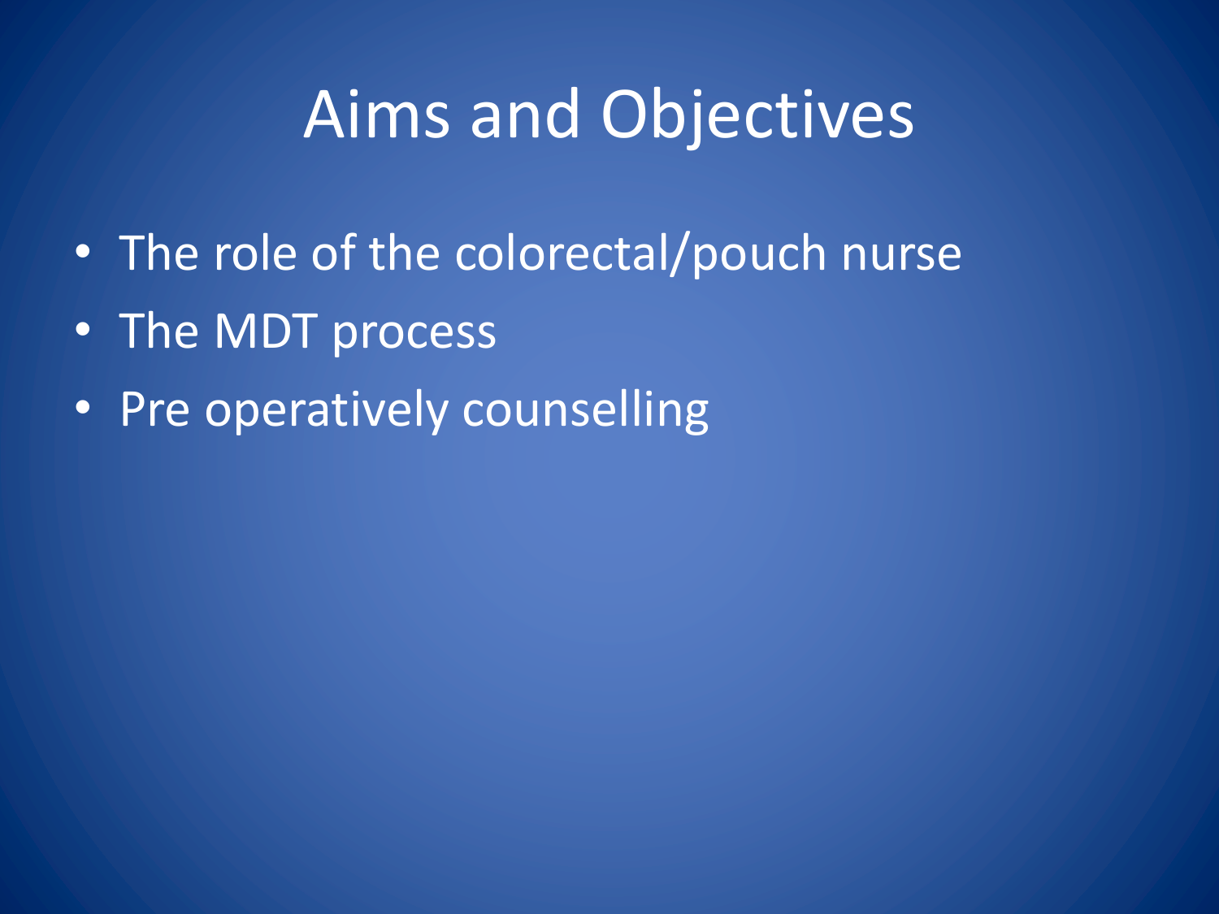# Aims and Objectives

- The role of the colorectal/pouch nurse
- The MDT process
- Pre operatively counselling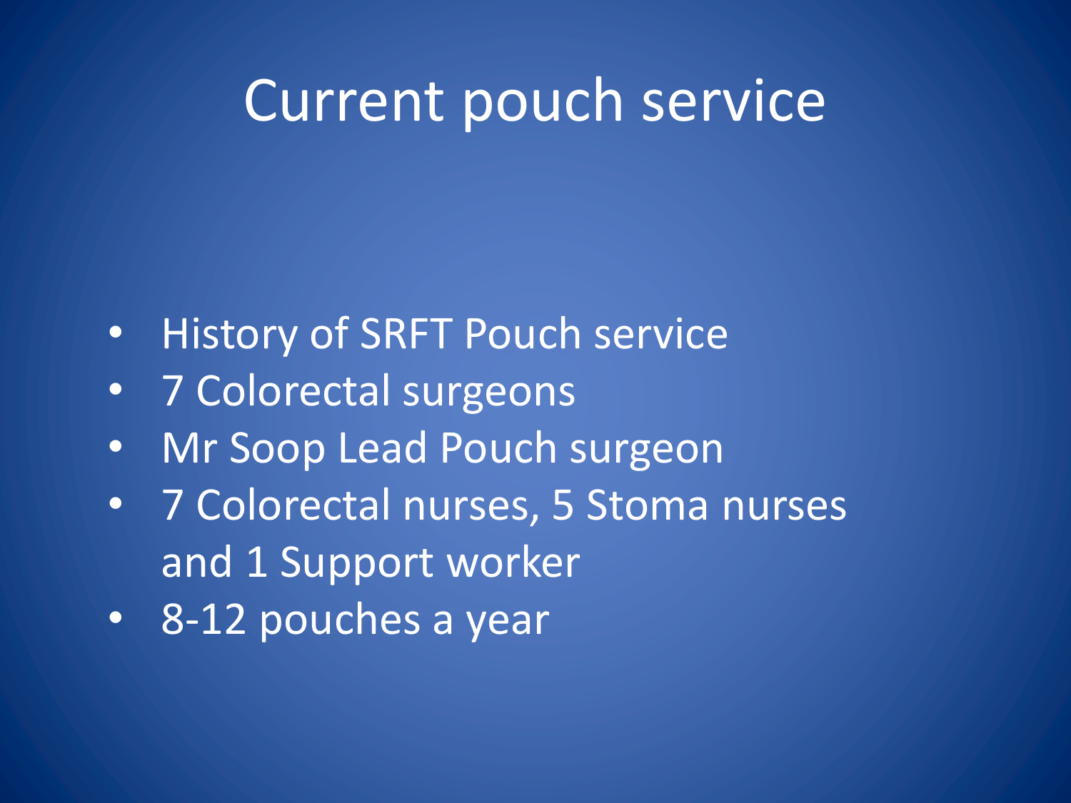# Current pouch service

- History of SRFT Pouch service
- 7 Colorectal surgeons
- Mr Soop Lead Pouch surgeon
- 7 Colorectal nurses, 5 Stoma nurses and 1 Support worker
- 8-12 pouches a year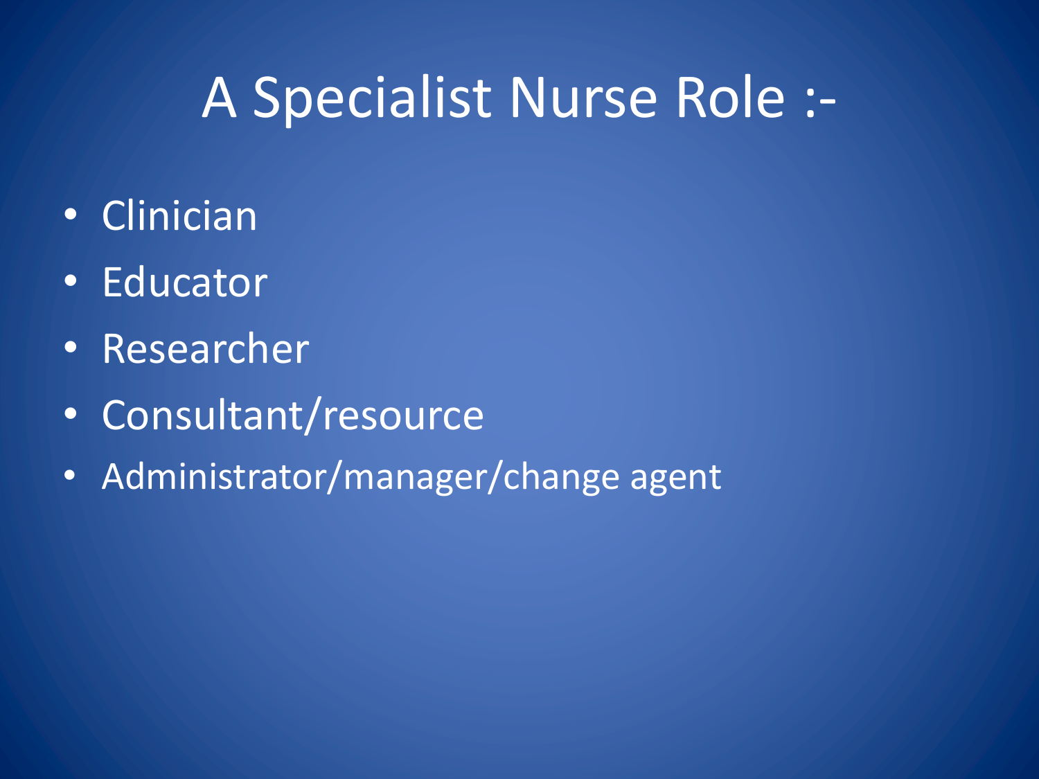# A Specialist Nurse Role :-

- Clinician
- Educator
- Researcher
- Consultant/resource
- Administrator/manager/change agent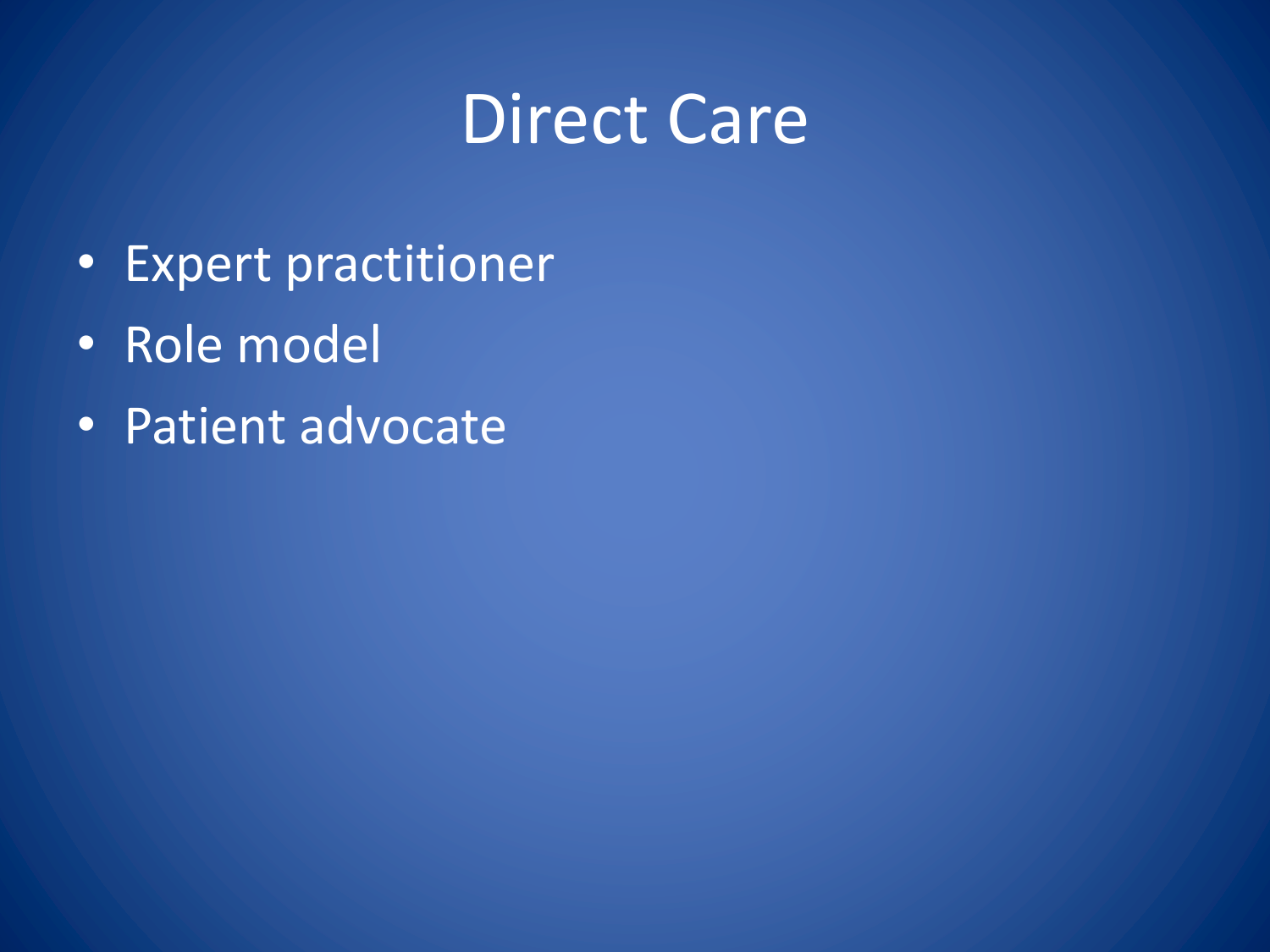# Direct Care

- Expert practitioner
- Role model
- Patient advocate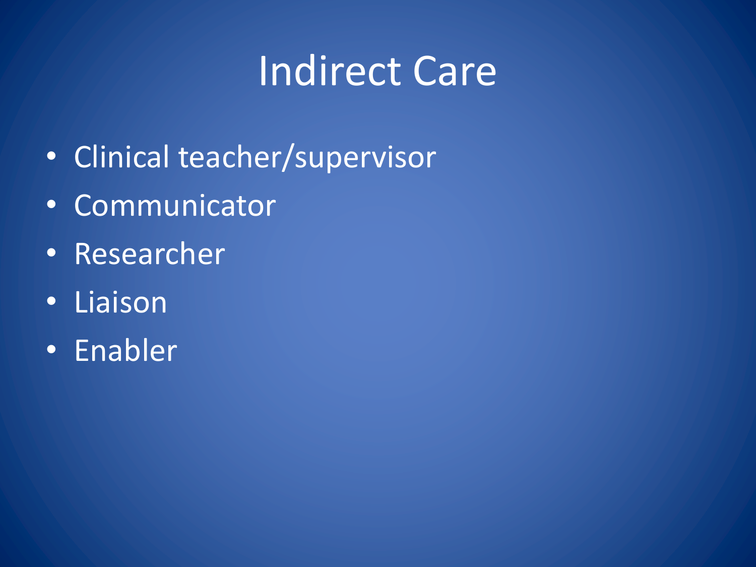# Indirect Care

- Clinical teacher/supervisor
- Communicator
- Researcher
- Liaison
- Enabler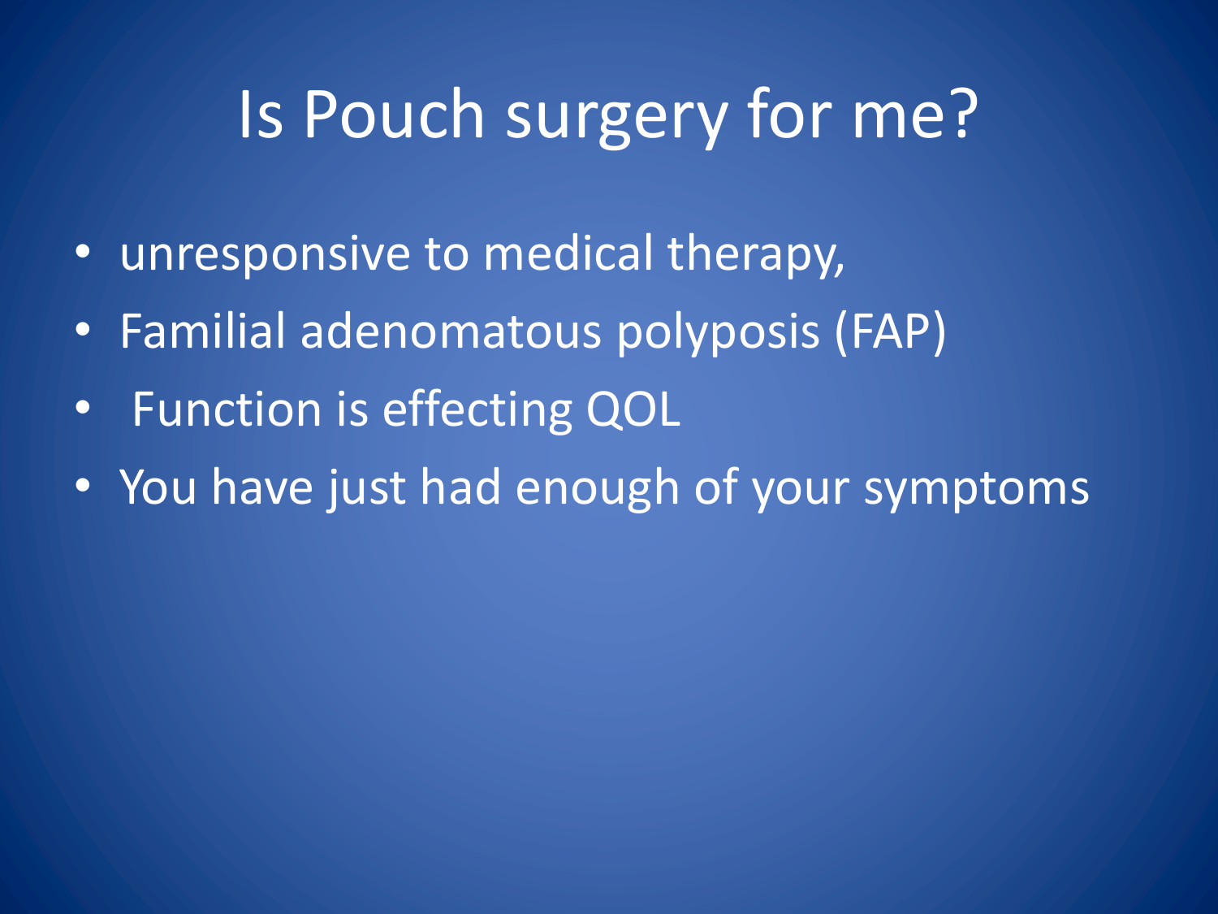# Is Pouch surgery for me?

- unresponsive to medical therapy,
- Familial adenomatous polyposis (FAP)
- Function is effecting QOL
- You have just had enough of your symptoms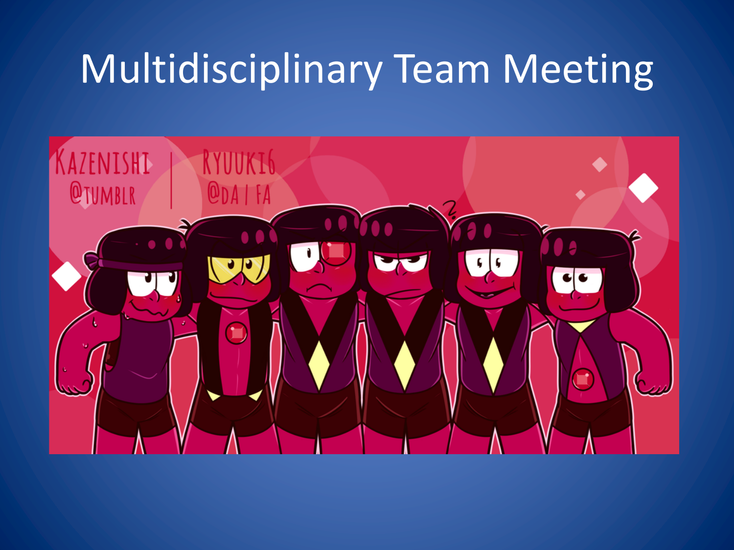# Multidisciplinary Team Meeting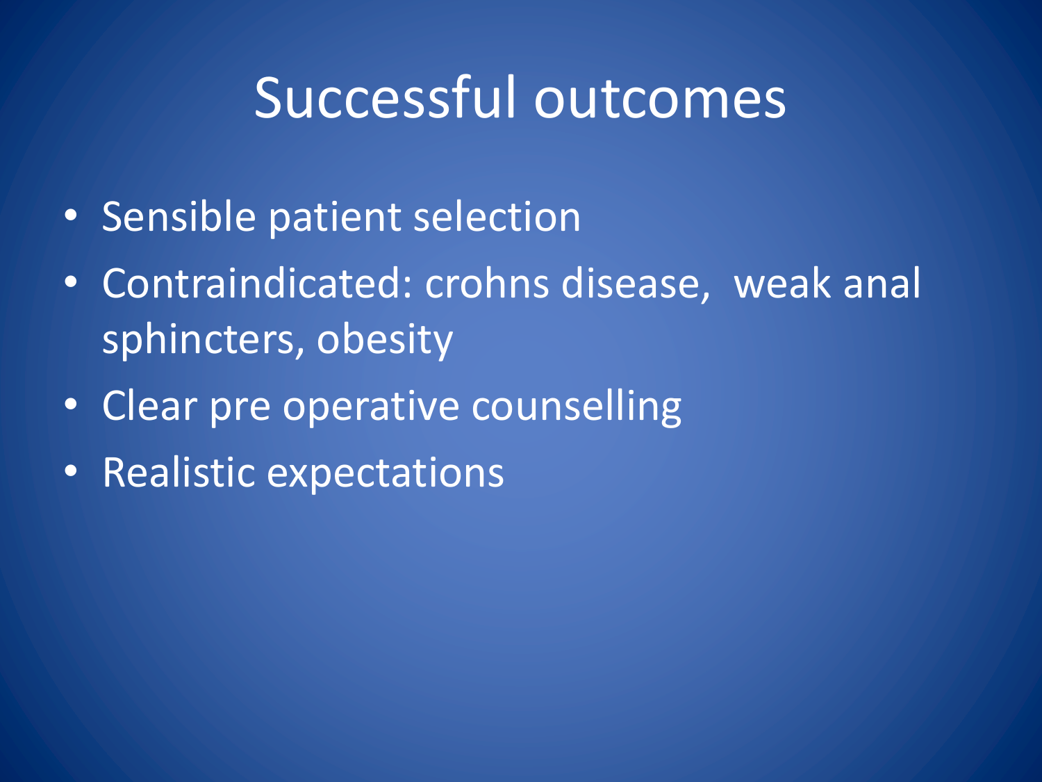# Successful outcomes

- Sensible patient selection
- Contraindicated: crohns disease,  weak anal sphincters, obesity
- Clear pre operative counselling
- Realistic expectations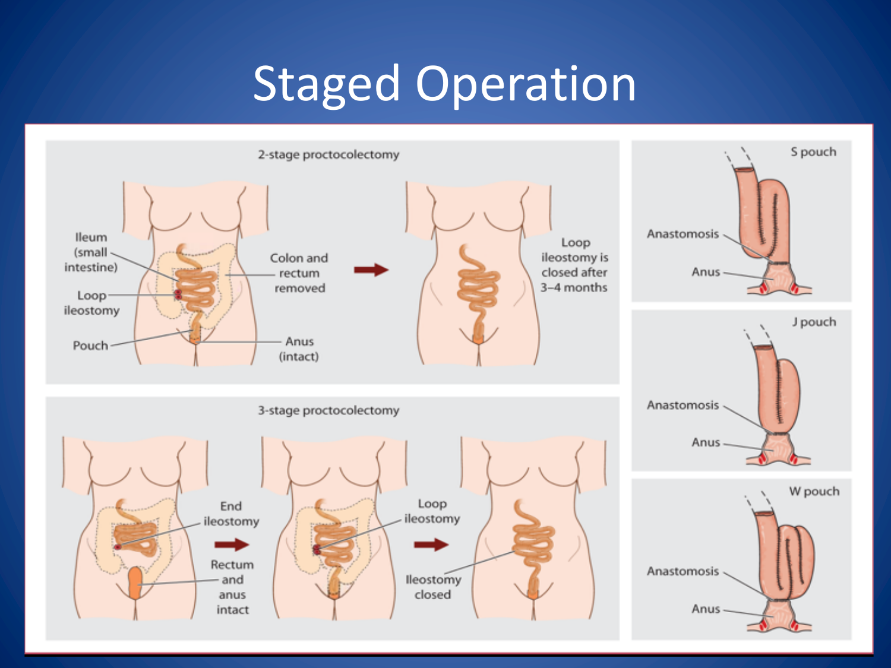# Staged Operation

2-stage proctocolectomy

Ileum (small intestine)

Loop ileostomy

Pouch

Colon and rectum removed

Anus (intact)

Loop ileostomy is closed after 3–4 months

3-stage proctocolectomy

End ileostomy

Rectum and anus intact

Loop ileostomy

Ileostomy closed

S pouch

Anastomosis

Anus

J pouch

Anastomosis

Anus

W pouch

Anastomosis

Anus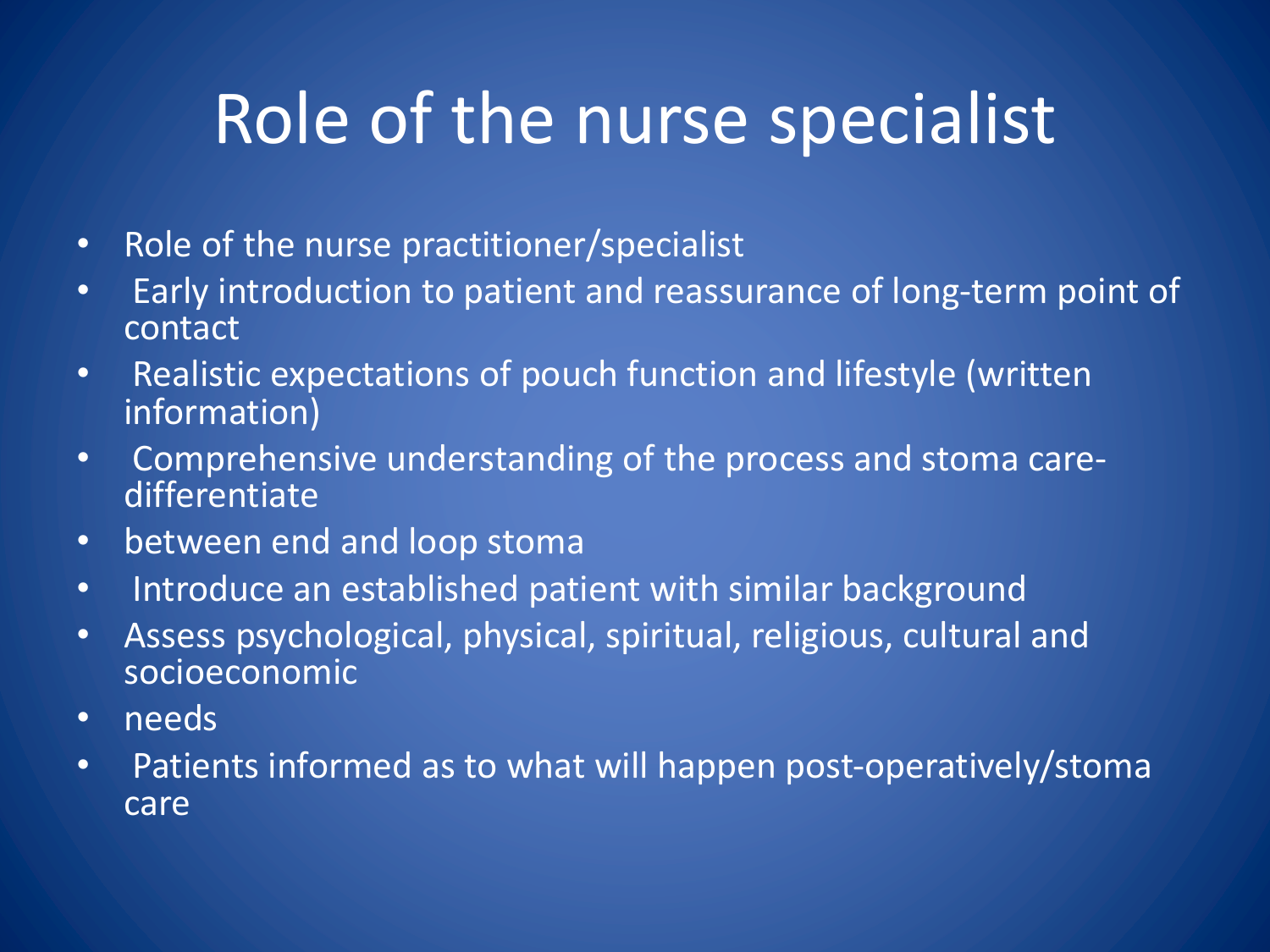# Role of the nurse specialist

- Role of the nurse practitioner/specialist
- Early introduction to patient and reassurance of long-term point of contact
- Realistic expectations of pouch function and lifestyle (written information)
- Comprehensive understanding of the process and stoma care- differentiate
- between end and loop stoma
- Introduce an established patient with similar background
- Assess psychological, physical, spiritual, religious, cultural and socioeconomic
- needs
- Patients informed as to what will happen post-operatively/stoma care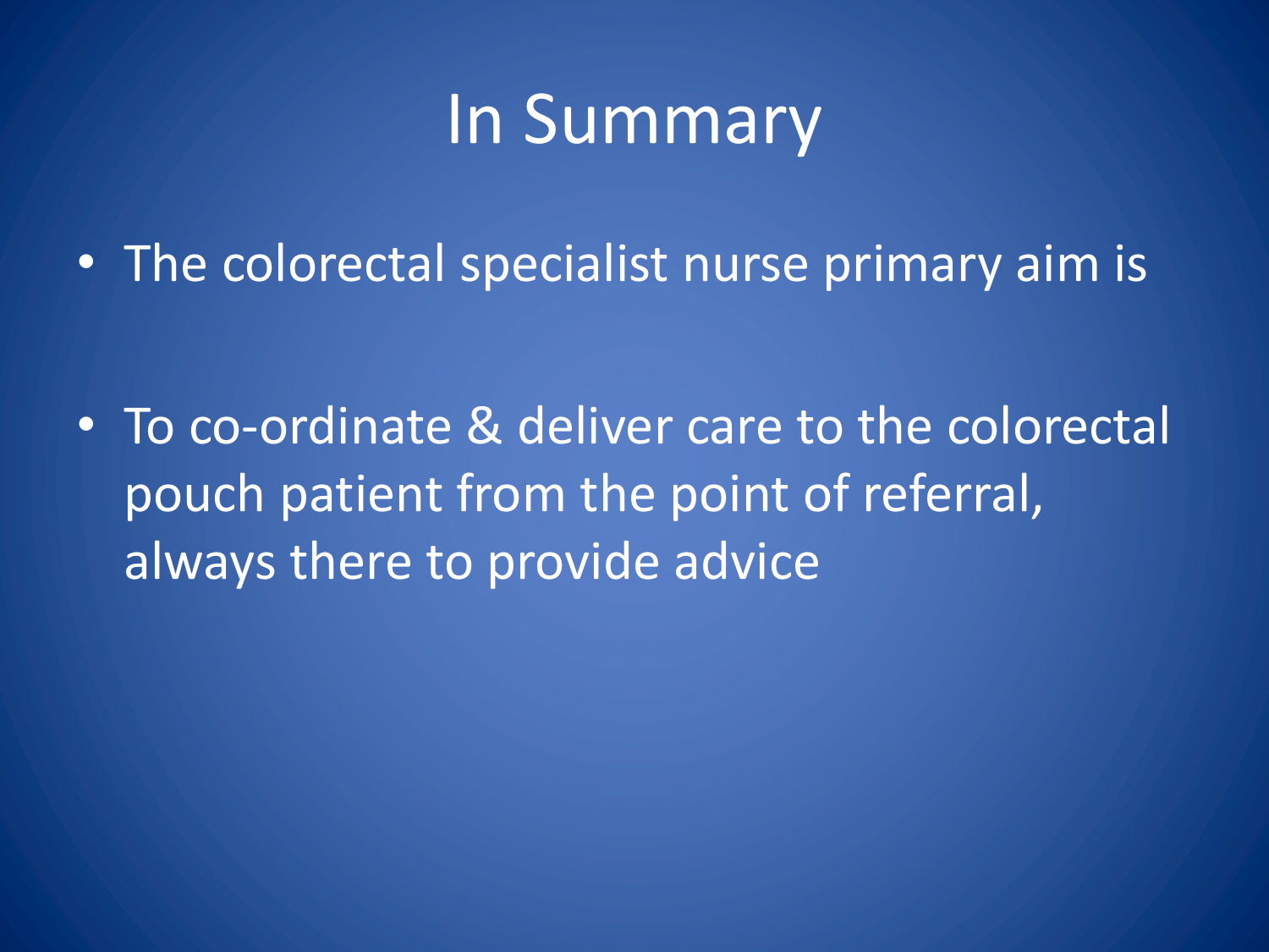# In Summary

- The colorectal specialist nurse primary aim is

- To co-ordinate & deliver care to the colorectal pouch patient from the point of referral, always there to provide advice